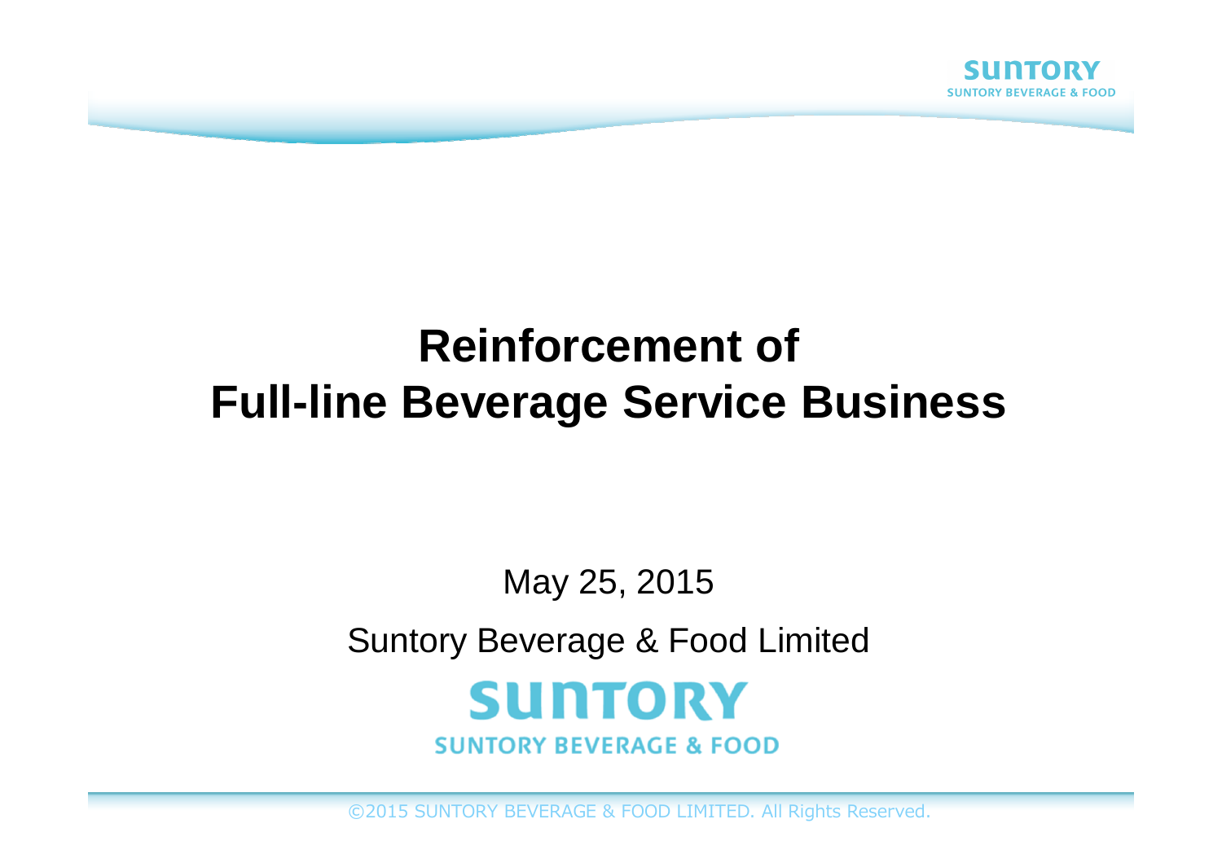# Reinforcement of Full-line Beverage Service Business

May 25, 2015

Suntory Beverage & Food Limited

SUNTORY

SUNTORY BEVERAGE & FOOD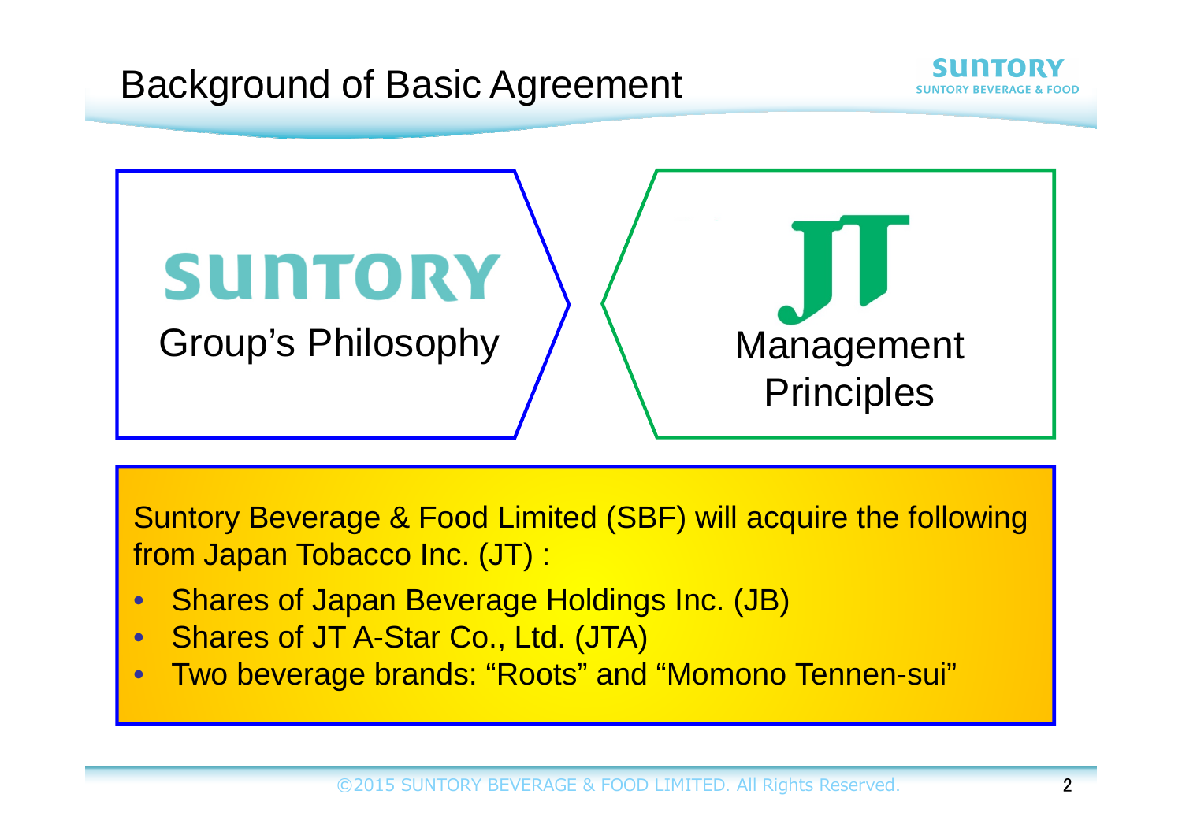# Background of Basic Agreement

SUNTORY
Group's Philosophy

JT
Management Principles

Suntory Beverage & Food Limited (SBF) will acquire the following from Japan Tobacco Inc. (JT) :

- Shares of Japan Beverage Holdings Inc. (JB)
- Shares of JT A-Star Co., Ltd. (JTA)
- Two beverage brands: "Roots" and "Momono Tennen-sui"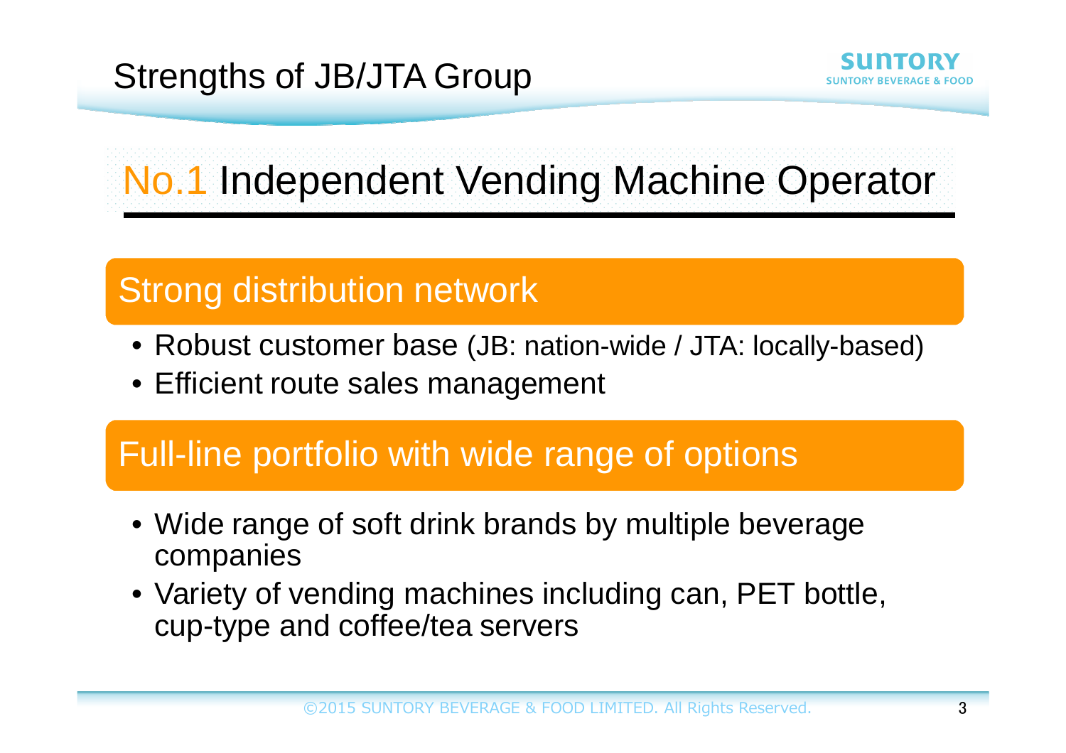# Strengths of JB/JTA Group

## No.1 Independent Vending Machine Operator

### Strong distribution network

- Robust customer base (JB: nation-wide / JTA: locally-based)
- Efficient route sales management

### Full-line portfolio with wide range of options

- Wide range of soft drink brands by multiple beverage companies
- Variety of vending machines including can, PET bottle, cup-type and coffee/tea servers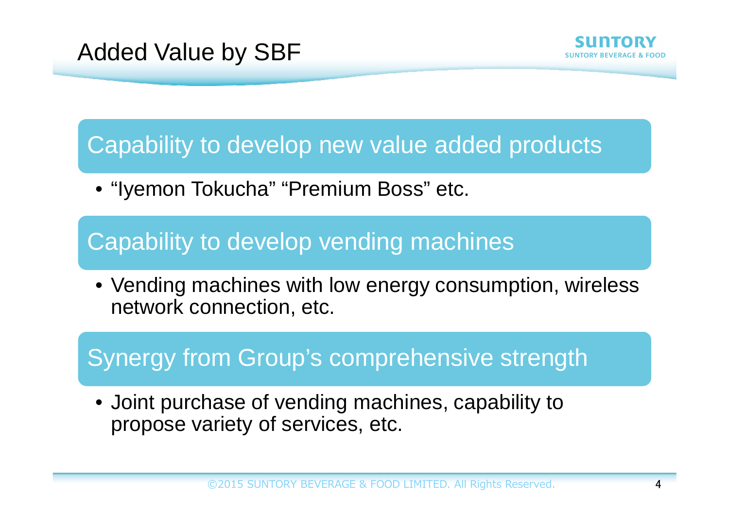# Added Value by SBF

## Capability to develop new value added products

- “Iyemon Tokucha” “Premium Boss” etc.

## Capability to develop vending machines

- Vending machines with low energy consumption, wireless network connection, etc.

## Synergy from Group’s comprehensive strength

- Joint purchase of vending machines, capability to propose variety of services, etc.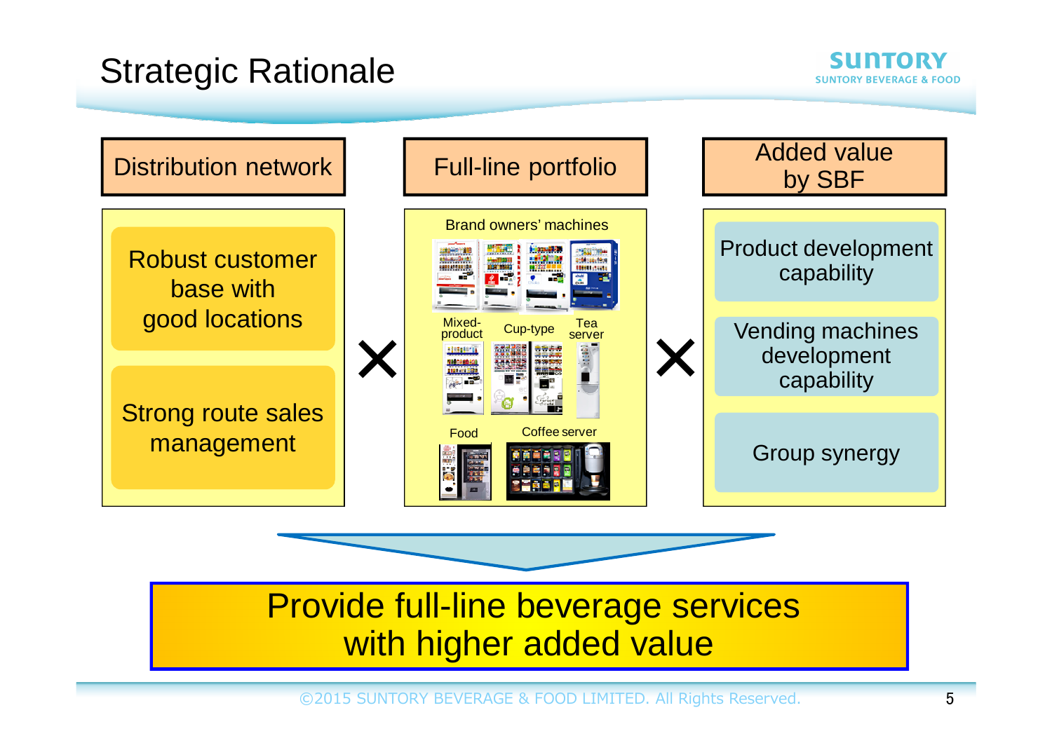# Strategic Rationale

| Distribution network | | Full-line portfolio | | Added value by SBF |
|---|---|---|---|---|
| Robust customer base with good locations | × | Brand owners' machines | × | Product development capability |
| Strong route sales management | | Mixed-product, Cup-type, Tea server | | Vending machines development capability |
| | | Food, Coffee server | | Group synergy |

**Provide full-line beverage services with higher added value**

©2015 SUNTORY BEVERAGE & FOOD LIMITED. All Rights Reserved.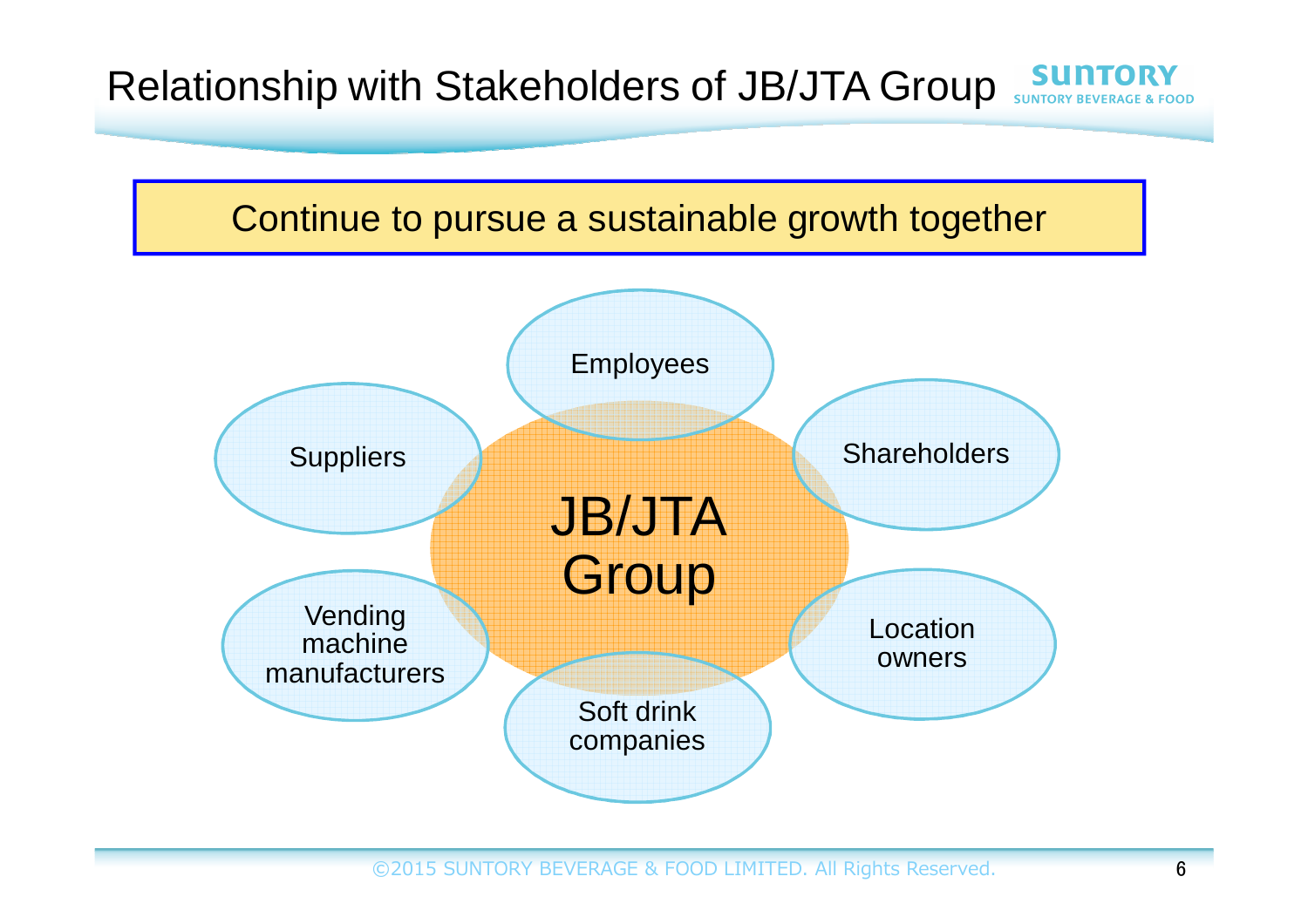# Relationship with Stakeholders of JB/JTA Group

Continue to pursue a sustainable growth together

JB/JTA Group

- Employees
- Shareholders
- Location owners
- Soft drink companies
- Vending machine manufacturers
- Suppliers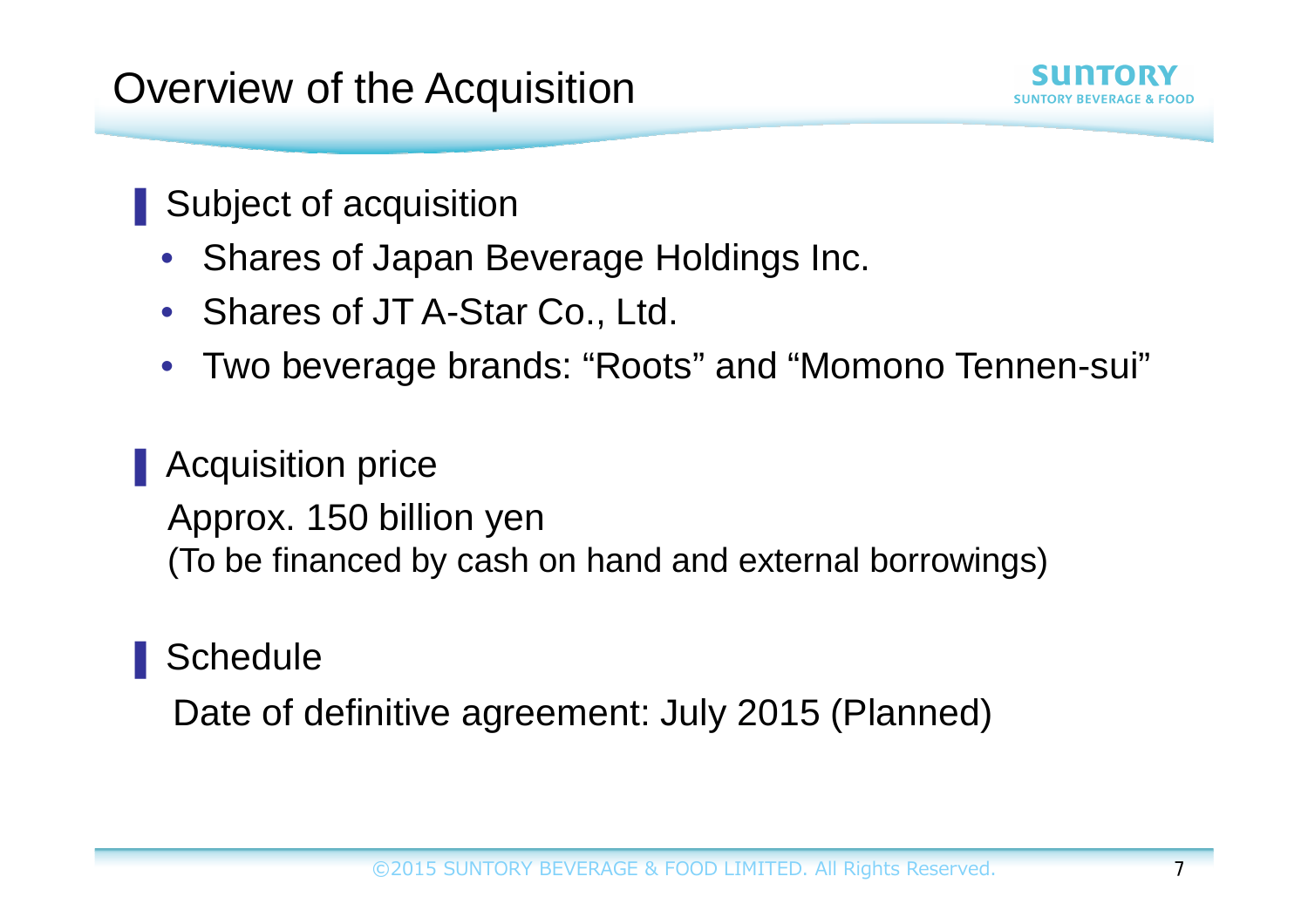# Overview of the Acquisition

## Subject of acquisition

- Shares of Japan Beverage Holdings Inc.
- Shares of JT A-Star Co., Ltd.
- Two beverage brands: “Roots” and “Momono Tennen-sui”

## Acquisition price

Approx. 150 billion yen
(To be financed by cash on hand and external borrowings)

## Schedule

Date of definitive agreement: July 2015 (Planned)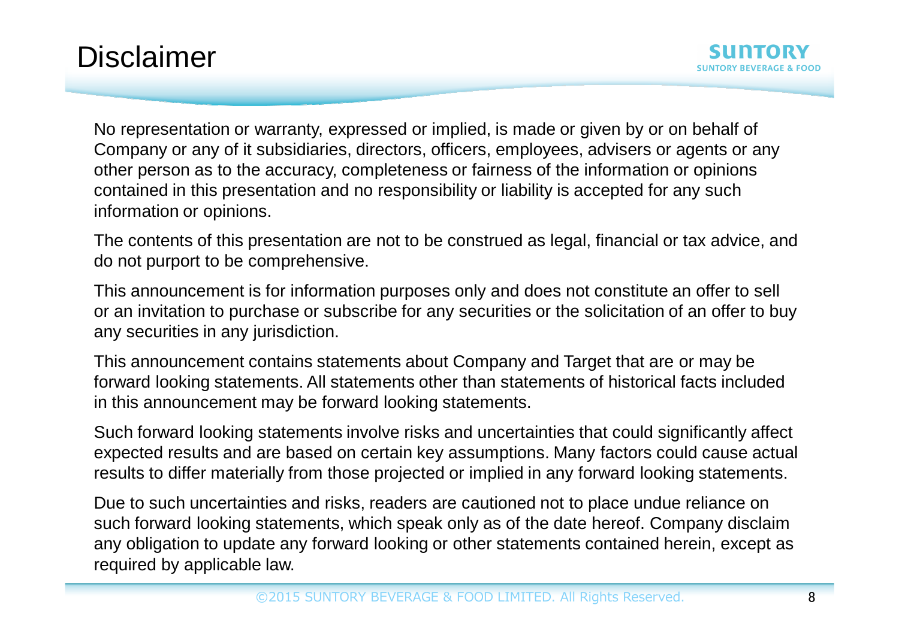# Disclaimer

No representation or warranty, expressed or implied, is made or given by or on behalf of Company or any of it subsidiaries, directors, officers, employees, advisers or agents or any other person as to the accuracy, completeness or fairness of the information or opinions contained in this presentation and no responsibility or liability is accepted for any such information or opinions.

The contents of this presentation are not to be construed as legal, financial or tax advice, and do not purport to be comprehensive.

This announcement is for information purposes only and does not constitute an offer to sell or an invitation to purchase or subscribe for any securities or the solicitation of an offer to buy any securities in any jurisdiction.

This announcement contains statements about Company and Target that are or may be forward looking statements. All statements other than statements of historical facts included in this announcement may be forward looking statements.

Such forward looking statements involve risks and uncertainties that could significantly affect expected results and are based on certain key assumptions. Many factors could cause actual results to differ materially from those projected or implied in any forward looking statements.

Due to such uncertainties and risks, readers are cautioned not to place undue reliance on such forward looking statements, which speak only as of the date hereof. Company disclaim any obligation to update any forward looking or other statements contained herein, except as required by applicable law.